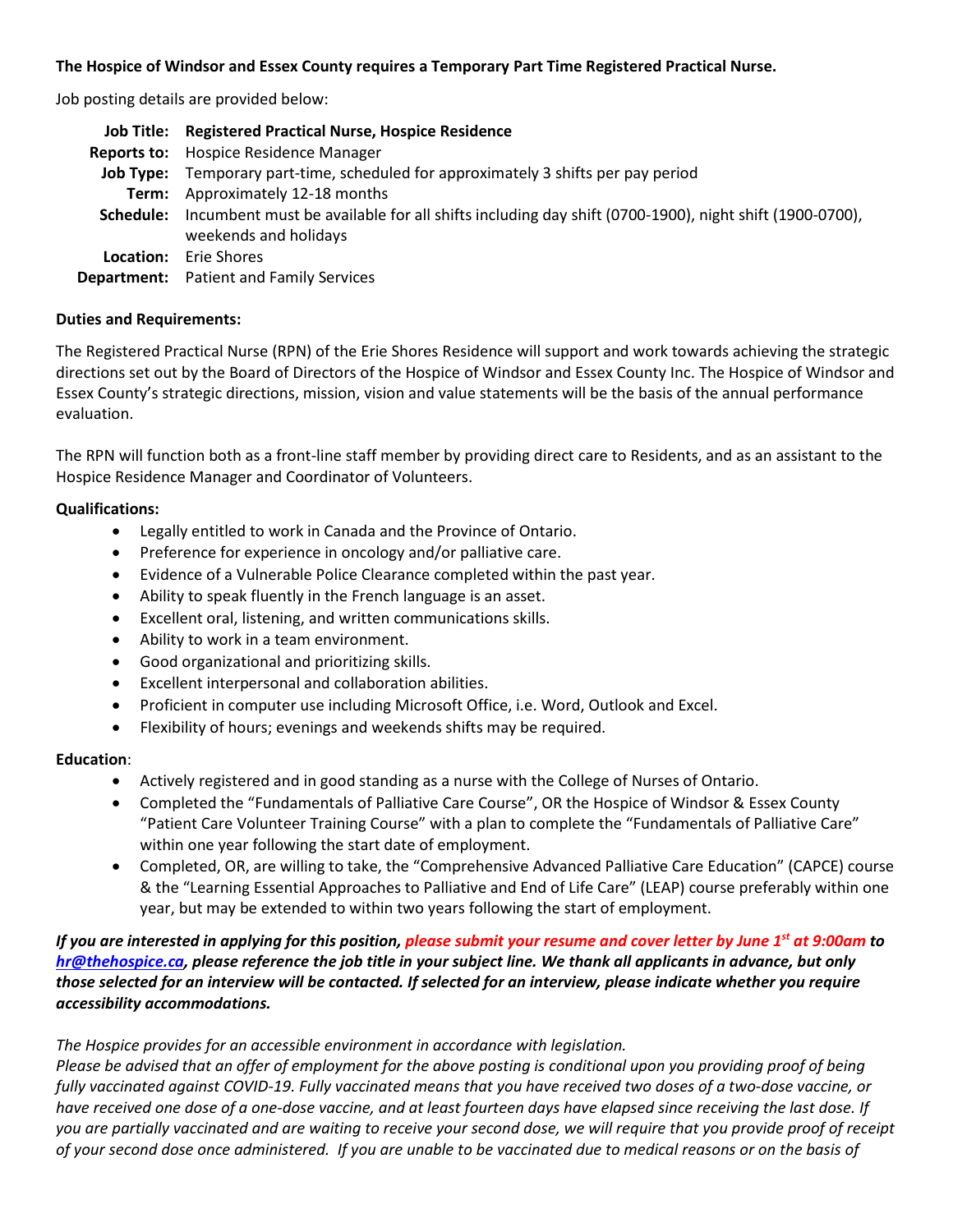**The Hospice of Windsor and Essex County requires a Temporary Part Time Registered Practical Nurse.**

Job posting details are provided below:

| | |
|---|---|
| **Job Title:** | **Registered Practical Nurse, Hospice Residence** |
| **Reports to:** | Hospice Residence Manager |
| **Job Type:** | Temporary part-time, scheduled for approximately 3 shifts per pay period |
| **Term:** | Approximately 12-18 months |
| **Schedule:** | Incumbent must be available for all shifts including day shift (0700-1900), night shift (1900-0700), weekends and holidays |
| **Location:** | Erie Shores |
| **Department:** | Patient and Family Services |

**Duties and Requirements:**

The Registered Practical Nurse (RPN) of the Erie Shores Residence will support and work towards achieving the strategic directions set out by the Board of Directors of the Hospice of Windsor and Essex County Inc. The Hospice of Windsor and Essex County's strategic directions, mission, vision and value statements will be the basis of the annual performance evaluation.

The RPN will function both as a front-line staff member by providing direct care to Residents, and as an assistant to the Hospice Residence Manager and Coordinator of Volunteers.

**Qualifications:**

- Legally entitled to work in Canada and the Province of Ontario.
- Preference for experience in oncology and/or palliative care.
- Evidence of a Vulnerable Police Clearance completed within the past year.
- Ability to speak fluently in the French language is an asset.
- Excellent oral, listening, and written communications skills.
- Ability to work in a team environment.
- Good organizational and prioritizing skills.
- Excellent interpersonal and collaboration abilities.
- Proficient in computer use including Microsoft Office, i.e. Word, Outlook and Excel.
- Flexibility of hours; evenings and weekends shifts may be required.

**Education**:

- Actively registered and in good standing as a nurse with the College of Nurses of Ontario.
- Completed the "Fundamentals of Palliative Care Course", OR the Hospice of Windsor & Essex County "Patient Care Volunteer Training Course" with a plan to complete the "Fundamentals of Palliative Care" within one year following the start date of employment.
- Completed, OR, are willing to take, the "Comprehensive Advanced Palliative Care Education" (CAPCE) course & the "Learning Essential Approaches to Palliative and End of Life Care" (LEAP) course preferably within one year, but may be extended to within two years following the start of employment.

***If you are interested in applying for this position, please submit your resume and cover letter by June 1st at 9:00am to hr@thehospice.ca, please reference the job title in your subject line. We thank all applicants in advance, but only those selected for an interview will be contacted. If selected for an interview, please indicate whether you require accessibility accommodations.***

*The Hospice provides for an accessible environment in accordance with legislation.*
*Please be advised that an offer of employment for the above posting is conditional upon you providing proof of being fully vaccinated against COVID-19. Fully vaccinated means that you have received two doses of a two-dose vaccine, or have received one dose of a one-dose vaccine, and at least fourteen days have elapsed since receiving the last dose. If you are partially vaccinated and are waiting to receive your second dose, we will require that you provide proof of receipt of your second dose once administered. If you are unable to be vaccinated due to medical reasons or on the basis of*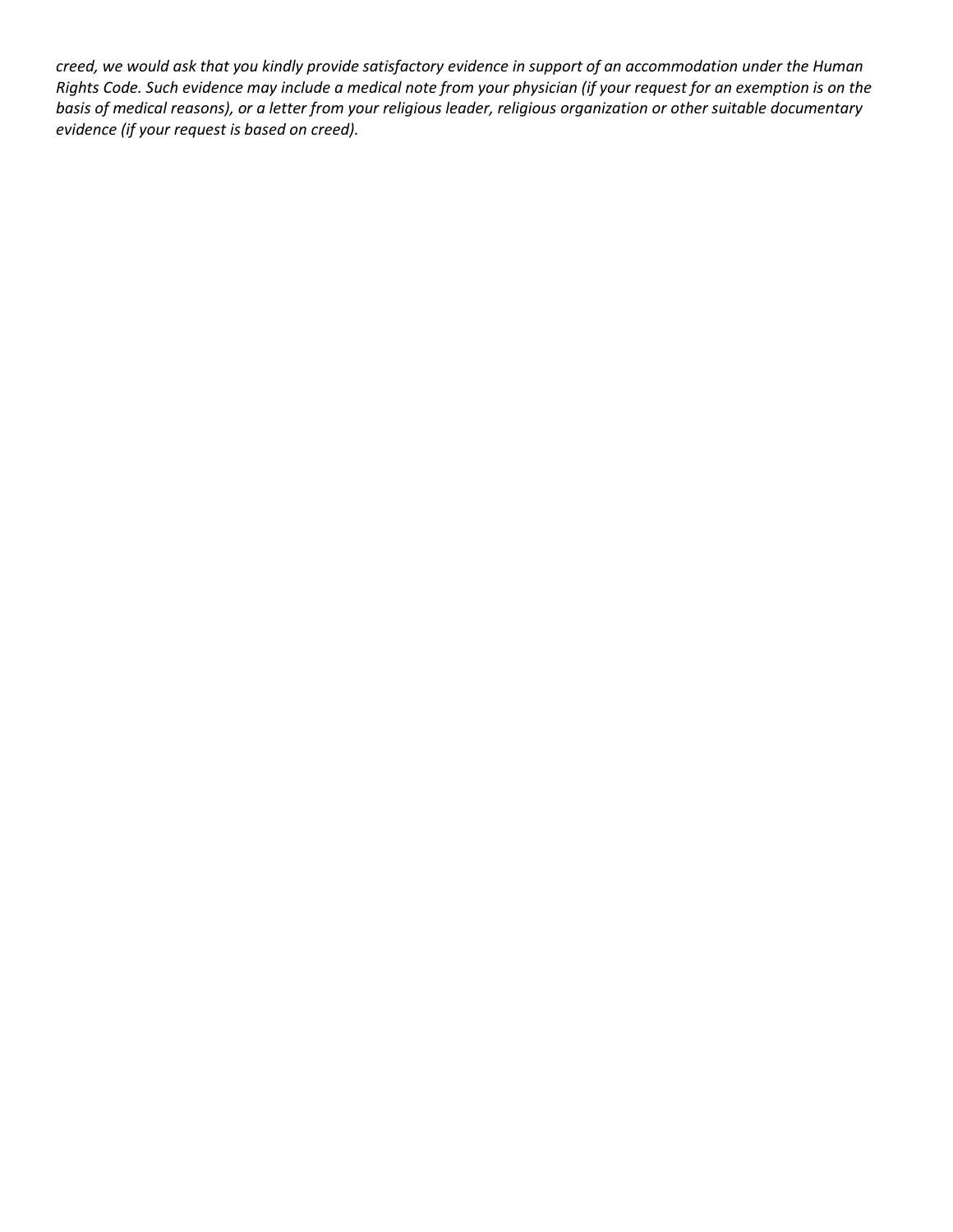*creed, we would ask that you kindly provide satisfactory evidence in support of an accommodation under the Human Rights Code. Such evidence may include a medical note from your physician (if your request for an exemption is on the basis of medical reasons), or a letter from your religious leader, religious organization or other suitable documentary evidence (if your request is based on creed).*